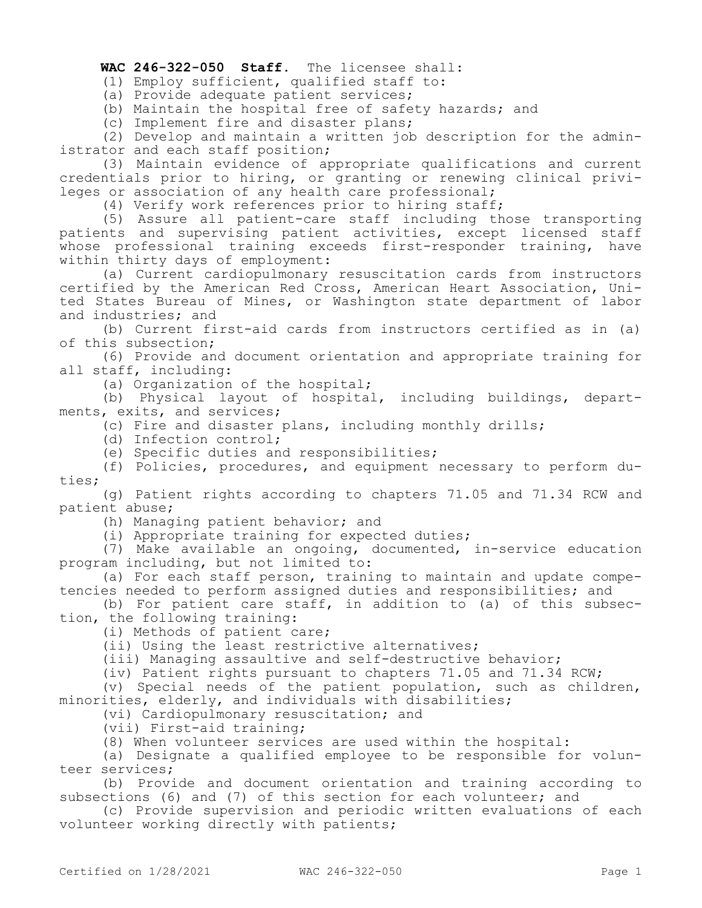**WAC 246-322-050 Staff.** The licensee shall:

(1) Employ sufficient, qualified staff to:

(a) Provide adequate patient services;

(b) Maintain the hospital free of safety hazards; and

(c) Implement fire and disaster plans;

(2) Develop and maintain a written job description for the administrator and each staff position;

(3) Maintain evidence of appropriate qualifications and current credentials prior to hiring, or granting or renewing clinical privileges or association of any health care professional;

(4) Verify work references prior to hiring staff;

(5) Assure all patient-care staff including those transporting patients and supervising patient activities, except licensed staff whose professional training exceeds first-responder training, have within thirty days of employment:

(a) Current cardiopulmonary resuscitation cards from instructors certified by the American Red Cross, American Heart Association, United States Bureau of Mines, or Washington state department of labor and industries; and

(b) Current first-aid cards from instructors certified as in (a) of this subsection;

(6) Provide and document orientation and appropriate training for all staff, including:

(a) Organization of the hospital;

(b) Physical layout of hospital, including buildings, departments, exits, and services;

(c) Fire and disaster plans, including monthly drills;

(d) Infection control;

(e) Specific duties and responsibilities;

(f) Policies, procedures, and equipment necessary to perform duties;

(g) Patient rights according to chapters 71.05 and 71.34 RCW and patient abuse;

(h) Managing patient behavior; and

(i) Appropriate training for expected duties;

(7) Make available an ongoing, documented, in-service education program including, but not limited to:

(a) For each staff person, training to maintain and update competencies needed to perform assigned duties and responsibilities; and

(b) For patient care staff, in addition to (a) of this subsection, the following training:

(i) Methods of patient care;

(ii) Using the least restrictive alternatives;

(iii) Managing assaultive and self-destructive behavior;

(iv) Patient rights pursuant to chapters 71.05 and 71.34 RCW;

(v) Special needs of the patient population, such as children, minorities, elderly, and individuals with disabilities;

(vi) Cardiopulmonary resuscitation; and

(vii) First-aid training;

(8) When volunteer services are used within the hospital:

(a) Designate a qualified employee to be responsible for volunteer services;

(b) Provide and document orientation and training according to subsections (6) and (7) of this section for each volunteer; and

(c) Provide supervision and periodic written evaluations of each volunteer working directly with patients;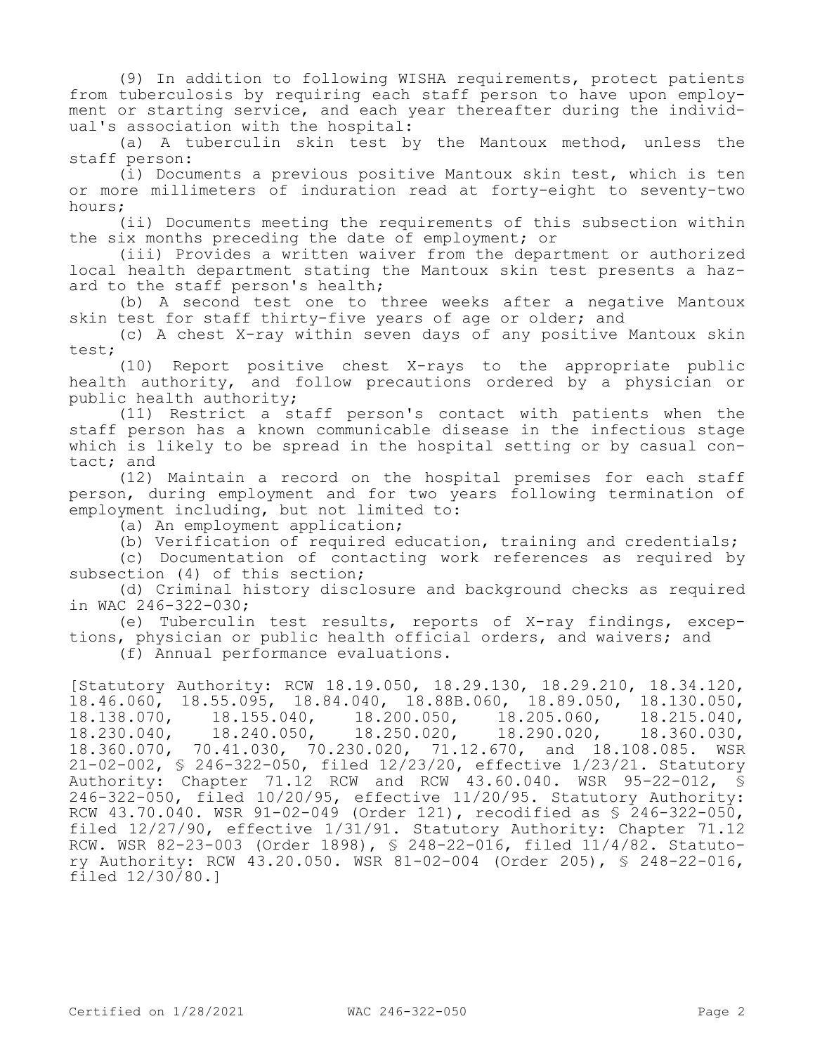(9) In addition to following WISHA requirements, protect patients from tuberculosis by requiring each staff person to have upon employment or starting service, and each year thereafter during the individual's association with the hospital:

(a) A tuberculin skin test by the Mantoux method, unless the staff person:

(i) Documents a previous positive Mantoux skin test, which is ten or more millimeters of induration read at forty-eight to seventy-two hours;

(ii) Documents meeting the requirements of this subsection within the six months preceding the date of employment; or

(iii) Provides a written waiver from the department or authorized local health department stating the Mantoux skin test presents a hazard to the staff person's health;

(b) A second test one to three weeks after a negative Mantoux skin test for staff thirty-five years of age or older; and

(c) A chest X-ray within seven days of any positive Mantoux skin test;

(10) Report positive chest X-rays to the appropriate public health authority, and follow precautions ordered by a physician or public health authority;

(11) Restrict a staff person's contact with patients when the staff person has a known communicable disease in the infectious stage which is likely to be spread in the hospital setting or by casual contact; and

(12) Maintain a record on the hospital premises for each staff person, during employment and for two years following termination of employment including, but not limited to:

(a) An employment application;

(b) Verification of required education, training and credentials;

(c) Documentation of contacting work references as required by subsection (4) of this section;

(d) Criminal history disclosure and background checks as required in WAC 246-322-030;

(e) Tuberculin test results, reports of X-ray findings, exceptions, physician or public health official orders, and waivers; and

(f) Annual performance evaluations.

[Statutory Authority: RCW 18.19.050, 18.29.130, 18.29.210, 18.34.120, 18.46.060, 18.55.095, 18.84.040, 18.88B.060, 18.89.050, 18.130.050, 18.138.070, 18.155.040, 18.200.050, 18.205.060, 18.215.040, 18.230.040, 18.240.050, 18.250.020, 18.290.020, 18.360.030, 18.360.070, 70.41.030, 70.230.020, 71.12.670, and 18.108.085. WSR 21-02-002, § 246-322-050, filed 12/23/20, effective 1/23/21. Statutory Authority: Chapter 71.12 RCW and RCW 43.60.040. WSR 95-22-012, § 246-322-050, filed 10/20/95, effective 11/20/95. Statutory Authority: RCW 43.70.040. WSR 91-02-049 (Order 121), recodified as § 246-322-050, filed 12/27/90, effective 1/31/91. Statutory Authority: Chapter 71.12 RCW. WSR 82-23-003 (Order 1898), § 248-22-016, filed 11/4/82. Statutory Authority: RCW 43.20.050. WSR 81-02-004 (Order 205), § 248-22-016, filed 12/30/80.]